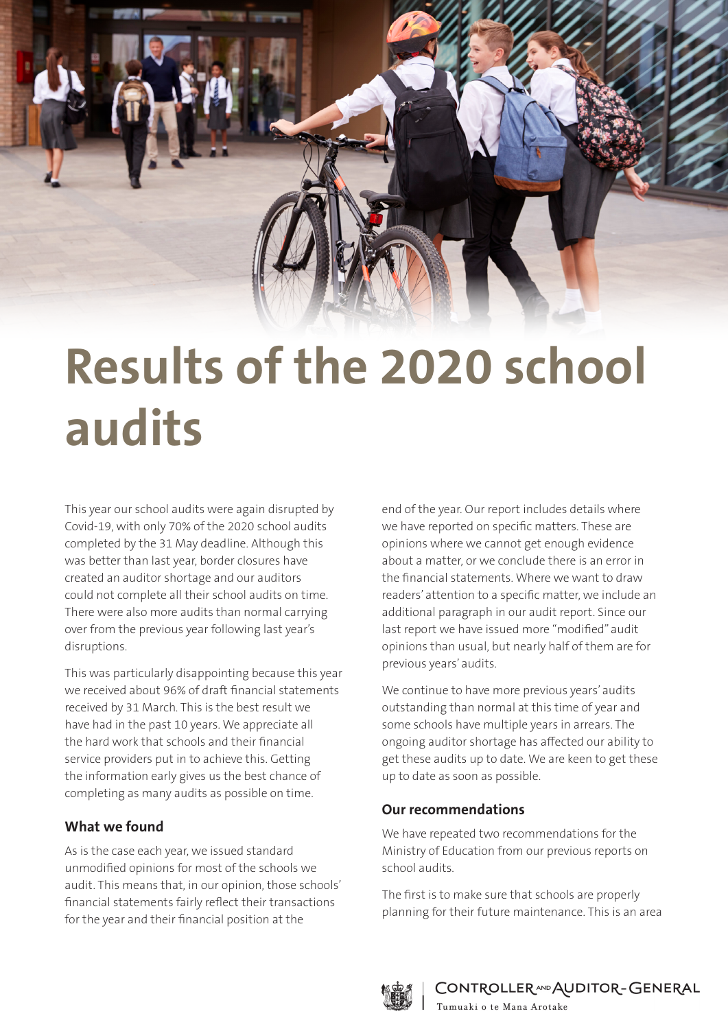# Results of the 2020 school audits

This year our school audits were again disrupted by Covid-19, with only 70% of the 2020 school audits completed by the 31 May deadline. Although this was better than last year, border closures have created an auditor shortage and our auditors could not complete all their school audits on time. There were also more audits than normal carrying over from the previous year following last year's disruptions.

This was particularly disappointing because this year we received about 96% of draft financial statements received by 31 March. This is the best result we have had in the past 10 years. We appreciate all the hard work that schools and their financial service providers put in to achieve this. Getting the information early gives us the best chance of completing as many audits as possible on time.

### What we found

As is the case each year, we issued standard unmodified opinions for most of the schools we audit. This means that, in our opinion, those schools' financial statements fairly reflect their transactions for the year and their financial position at the end of the year. Our report includes details where we have reported on specific matters. These are opinions where we cannot get enough evidence about a matter, or we conclude there is an error in the financial statements. Where we want to draw readers' attention to a specific matter, we include an additional paragraph in our audit report. Since our last report we have issued more "modified" audit opinions than usual, but nearly half of them are for previous years' audits.

We continue to have more previous years' audits outstanding than normal at this time of year and some schools have multiple years in arrears. The ongoing auditor shortage has affected our ability to get these audits up to date. We are keen to get these up to date as soon as possible.

### Our recommendations

We have repeated two recommendations for the Ministry of Education from our previous reports on school audits.

The first is to make sure that schools are properly planning for their future maintenance. This is an area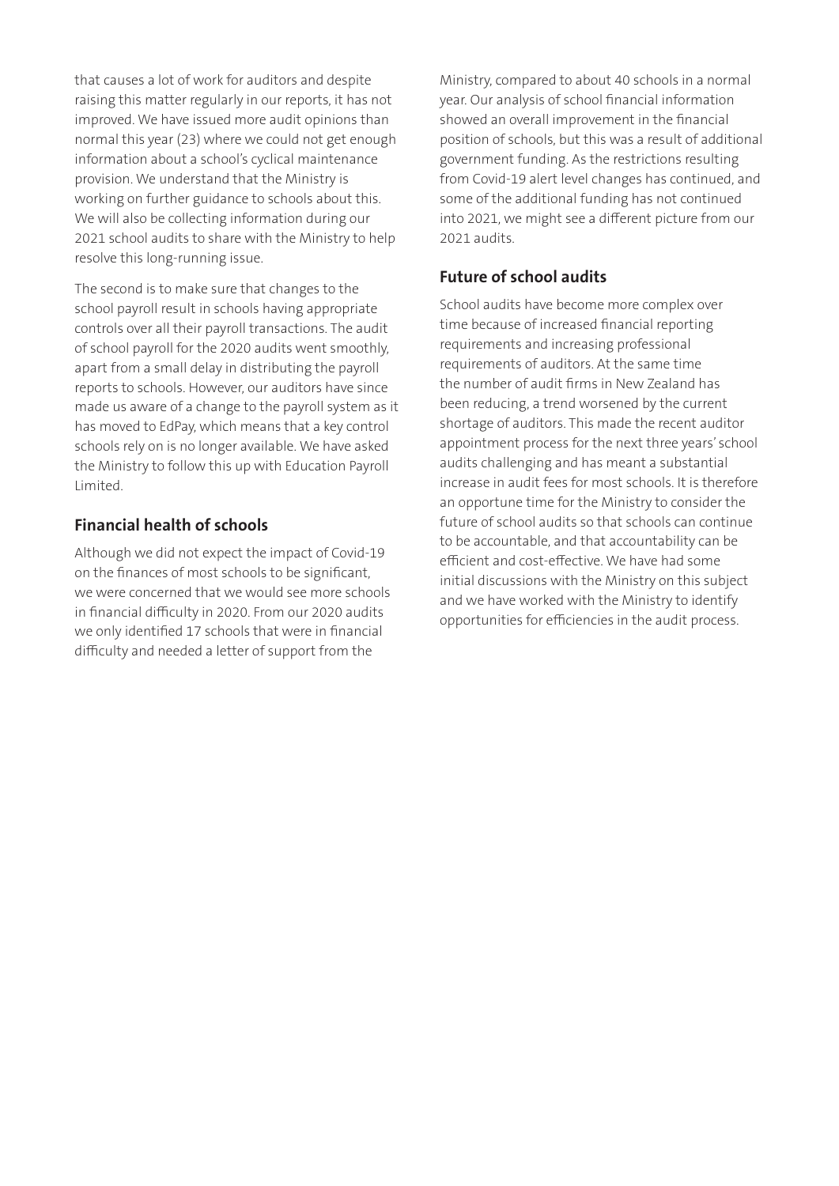that causes a lot of work for auditors and despite raising this matter regularly in our reports, it has not improved. We have issued more audit opinions than normal this year (23) where we could not get enough information about a school's cyclical maintenance provision. We understand that the Ministry is working on further guidance to schools about this. We will also be collecting information during our 2021 school audits to share with the Ministry to help resolve this long-running issue.

The second is to make sure that changes to the school payroll result in schools having appropriate controls over all their payroll transactions. The audit of school payroll for the 2020 audits went smoothly, apart from a small delay in distributing the payroll reports to schools. However, our auditors have since made us aware of a change to the payroll system as it has moved to EdPay, which means that a key control schools rely on is no longer available. We have asked the Ministry to follow this up with Education Payroll Limited.

## Financial health of schools

Although we did not expect the impact of Covid-19 on the finances of most schools to be significant, we were concerned that we would see more schools in financial difficulty in 2020. From our 2020 audits we only identified 17 schools that were in financial difficulty and needed a letter of support from the Ministry, compared to about 40 schools in a normal year. Our analysis of school financial information showed an overall improvement in the financial position of schools, but this was a result of additional government funding. As the restrictions resulting from Covid-19 alert level changes has continued, and some of the additional funding has not continued into 2021, we might see a different picture from our 2021 audits.

## Future of school audits

School audits have become more complex over time because of increased financial reporting requirements and increasing professional requirements of auditors. At the same time the number of audit firms in New Zealand has been reducing, a trend worsened by the current shortage of auditors. This made the recent auditor appointment process for the next three years' school audits challenging and has meant a substantial increase in audit fees for most schools. It is therefore an opportune time for the Ministry to consider the future of school audits so that schools can continue to be accountable, and that accountability can be efficient and cost-effective. We have had some initial discussions with the Ministry on this subject and we have worked with the Ministry to identify opportunities for efficiencies in the audit process.